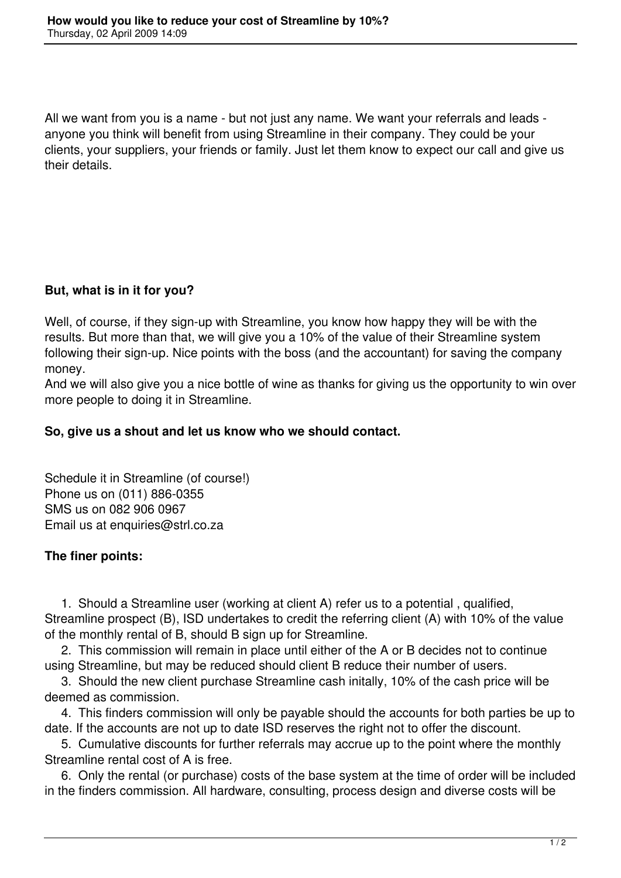All we want from you is a name - but not just any name. We want your referrals and leads - anyone you think will benefit from using Streamline in their company. They could be your clients, your suppliers, your friends or family. Just let them know to expect our call and give us their details.

**But, what is in it for you?**

Well, of course, if they sign-up with Streamline, you know how happy they will be with the results. But more than that, we will give you a 10% of the value of their Streamline system following their sign-up. Nice points with the boss (and the accountant) for saving the company money.
And we will also give you a nice bottle of wine as thanks for giving us the opportunity to win over more people to doing it in Streamline.

**So, give us a shout and let us know who we should contact.**

Schedule it in Streamline (of course!)
Phone us on (011) 886-0355
SMS us on 082 906 0967
Email us at enquiries@strl.co.za

**The finer points:**

1. Should a Streamline user (working at client A) refer us to a potential , qualified, Streamline prospect (B), ISD undertakes to credit the referring client (A) with 10% of the value of the monthly rental of B, should B sign up for Streamline.
2. This commission will remain in place until either of the A or B decides not to continue using Streamline, but may be reduced should client B reduce their number of users.
3. Should the new client purchase Streamline cash initally, 10% of the cash price will be deemed as commission.
4. This finders commission will only be payable should the accounts for both parties be up to date. If the accounts are not up to date ISD reserves the right not to offer the discount.
5. Cumulative discounts for further referrals may accrue up to the point where the monthly Streamline rental cost of A is free.
6. Only the rental (or purchase) costs of the base system at the time of order will be included in the finders commission. All hardware, consulting, process design and diverse costs will be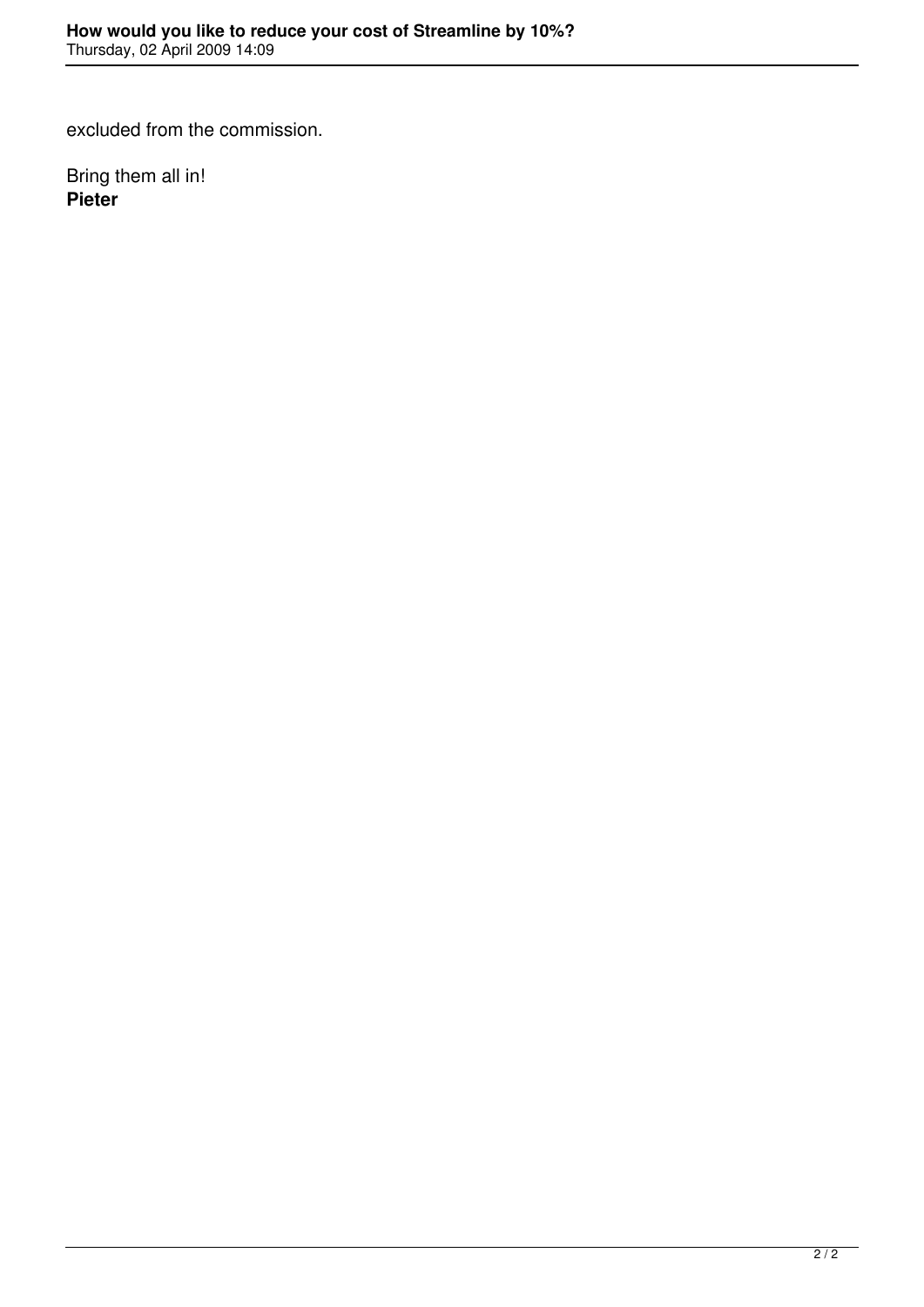excluded from the commission.

Bring them all in!
**Pieter**